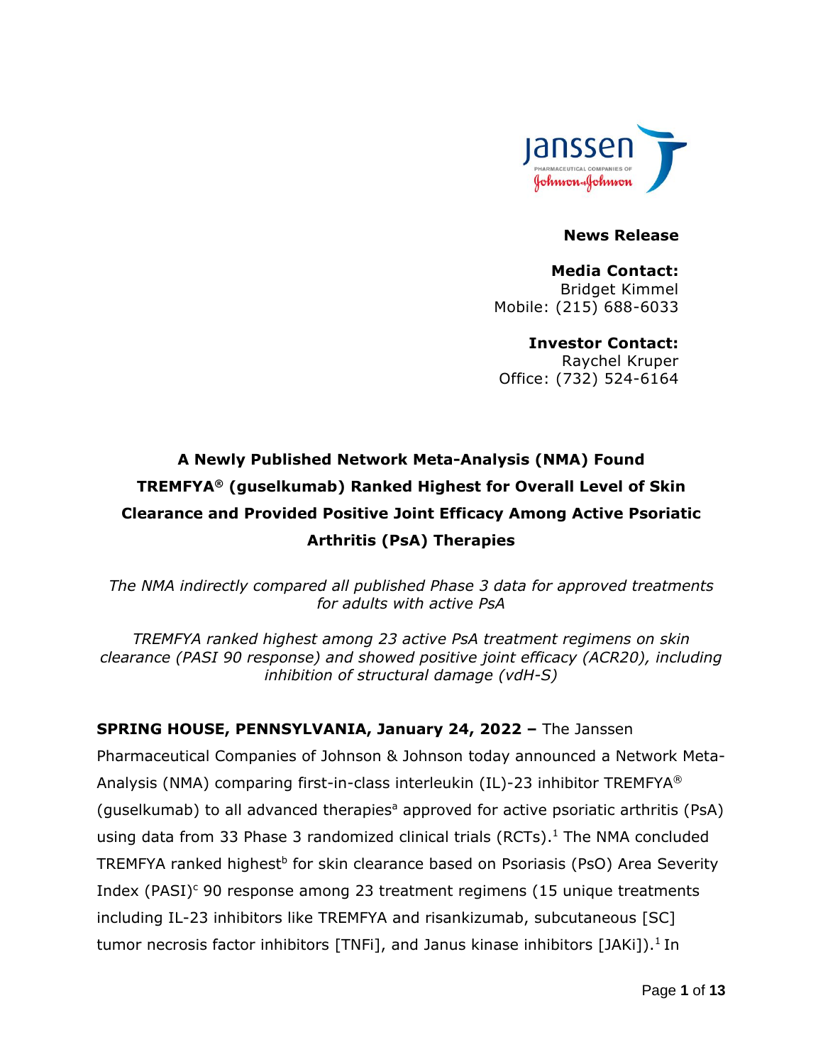**News Release**

**Media Contact:**
Bridget Kimmel
Mobile: (215) 688-6033

**Investor Contact:**
Raychel Kruper
Office: (732) 524-6164

# A Newly Published Network Meta-Analysis (NMA) Found TREMFYA® (guselkumab) Ranked Highest for Overall Level of Skin Clearance and Provided Positive Joint Efficacy Among Active Psoriatic Arthritis (PsA) Therapies

*The NMA indirectly compared all published Phase 3 data for approved treatments for adults with active PsA*

*TREMFYA ranked highest among 23 active PsA treatment regimens on skin clearance (PASI 90 response) and showed positive joint efficacy (ACR20), including inhibition of structural damage (vdH-S)*

**SPRING HOUSE, PENNSYLVANIA, January 24, 2022 –** The Janssen Pharmaceutical Companies of Johnson & Johnson today announced a Network Meta-Analysis (NMA) comparing first-in-class interleukin (IL)-23 inhibitor TREMFYA® (guselkumab) to all advanced therapies[a] approved for active psoriatic arthritis (PsA) using data from 33 Phase 3 randomized clinical trials (RCTs).[1] The NMA concluded TREMFYA ranked highest[b] for skin clearance based on Psoriasis (PsO) Area Severity Index (PASI)[c] 90 response among 23 treatment regimens (15 unique treatments including IL-23 inhibitors like TREMFYA and risankizumab, subcutaneous [SC] tumor necrosis factor inhibitors [TNFi], and Janus kinase inhibitors [JAKi]).[1] In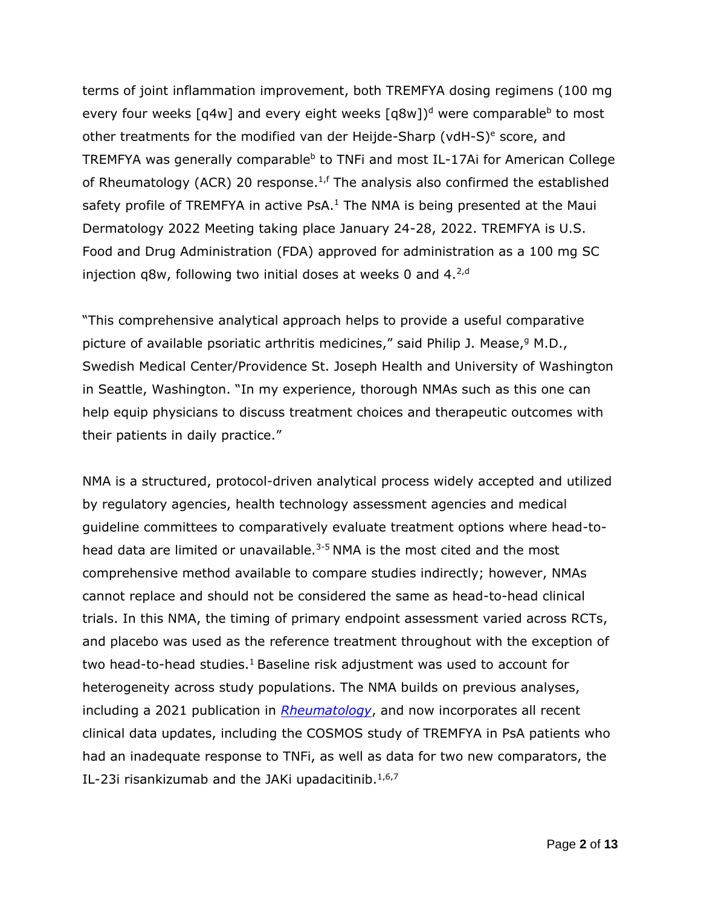terms of joint inflammation improvement, both TREMFYA dosing regimens (100 mg every four weeks [q4w] and every eight weeks [q8w])[d] were comparable[b] to most other treatments for the modified van der Heijde-Sharp (vdH-S)[e] score, and TREMFYA was generally comparable[b] to TNFi and most IL-17Ai for American College of Rheumatology (ACR) 20 response.[1,f] The analysis also confirmed the established safety profile of TREMFYA in active PsA.[1] The NMA is being presented at the Maui Dermatology 2022 Meeting taking place January 24-28, 2022. TREMFYA is U.S. Food and Drug Administration (FDA) approved for administration as a 100 mg SC injection q8w, following two initial doses at weeks 0 and 4.[2,d]

"This comprehensive analytical approach helps to provide a useful comparative picture of available psoriatic arthritis medicines," said Philip J. Mease,[g] M.D., Swedish Medical Center/Providence St. Joseph Health and University of Washington in Seattle, Washington. "In my experience, thorough NMAs such as this one can help equip physicians to discuss treatment choices and therapeutic outcomes with their patients in daily practice."

NMA is a structured, protocol-driven analytical process widely accepted and utilized by regulatory agencies, health technology assessment agencies and medical guideline committees to comparatively evaluate treatment options where head-to-head data are limited or unavailable.[3-5] NMA is the most cited and the most comprehensive method available to compare studies indirectly; however, NMAs cannot replace and should not be considered the same as head-to-head clinical trials. In this NMA, the timing of primary endpoint assessment varied across RCTs, and placebo was used as the reference treatment throughout with the exception of two head-to-head studies.[1] Baseline risk adjustment was used to account for heterogeneity across study populations. The NMA builds on previous analyses, including a 2021 publication in *Rheumatology*, and now incorporates all recent clinical data updates, including the COSMOS study of TREMFYA in PsA patients who had an inadequate response to TNFi, as well as data for two new comparators, the IL-23i risankizumab and the JAKi upadacitinib.[1,6,7]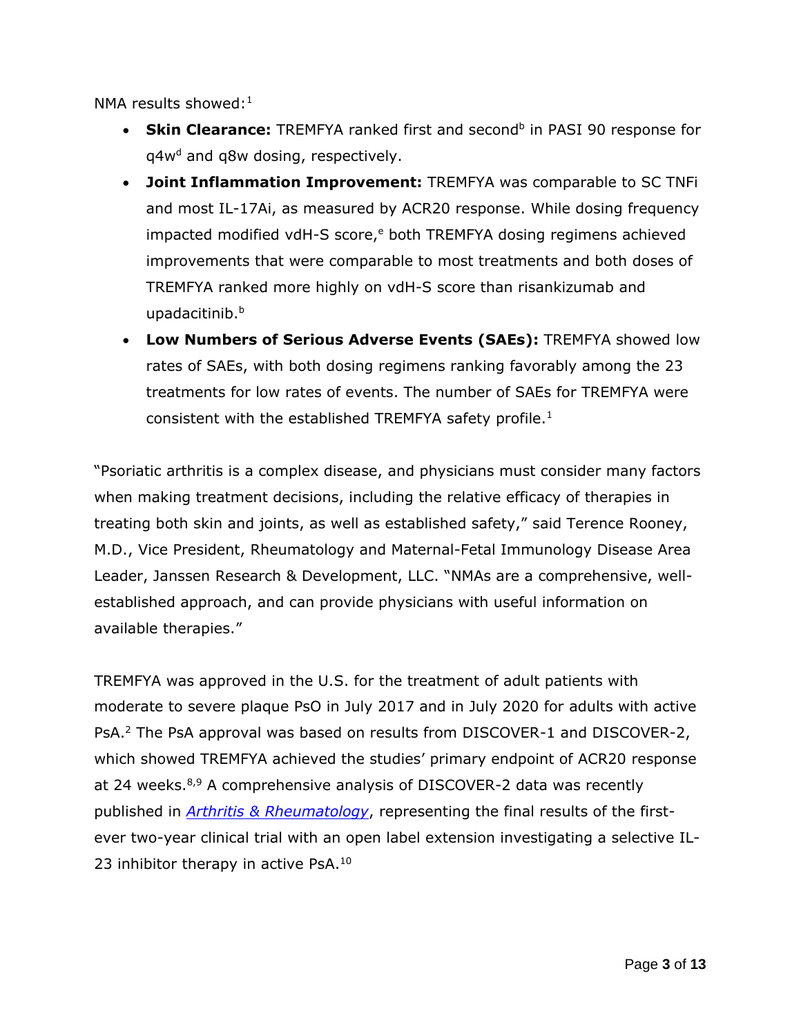NMA results showed:[1]

- **Skin Clearance:** TREMFYA ranked first and second[b] in PASI 90 response for q4w[d] and q8w dosing, respectively.
- **Joint Inflammation Improvement:** TREMFYA was comparable to SC TNFi and most IL-17Ai, as measured by ACR20 response. While dosing frequency impacted modified vdH-S score,[e] both TREMFYA dosing regimens achieved improvements that were comparable to most treatments and both doses of TREMFYA ranked more highly on vdH-S score than risankizumab and upadacitinib.[b]
- **Low Numbers of Serious Adverse Events (SAEs):** TREMFYA showed low rates of SAEs, with both dosing regimens ranking favorably among the 23 treatments for low rates of events. The number of SAEs for TREMFYA were consistent with the established TREMFYA safety profile.[1]

"Psoriatic arthritis is a complex disease, and physicians must consider many factors when making treatment decisions, including the relative efficacy of therapies in treating both skin and joints, as well as established safety," said Terence Rooney, M.D., Vice President, Rheumatology and Maternal-Fetal Immunology Disease Area Leader, Janssen Research & Development, LLC. "NMAs are a comprehensive, well-established approach, and can provide physicians with useful information on available therapies."

TREMFYA was approved in the U.S. for the treatment of adult patients with moderate to severe plaque PsO in July 2017 and in July 2020 for adults with active PsA.[2] The PsA approval was based on results from DISCOVER-1 and DISCOVER-2, which showed TREMFYA achieved the studies' primary endpoint of ACR20 response at 24 weeks.[8,9] A comprehensive analysis of DISCOVER-2 data was recently published in *Arthritis & Rheumatology*, representing the final results of the first-ever two-year clinical trial with an open label extension investigating a selective IL-23 inhibitor therapy in active PsA.[10]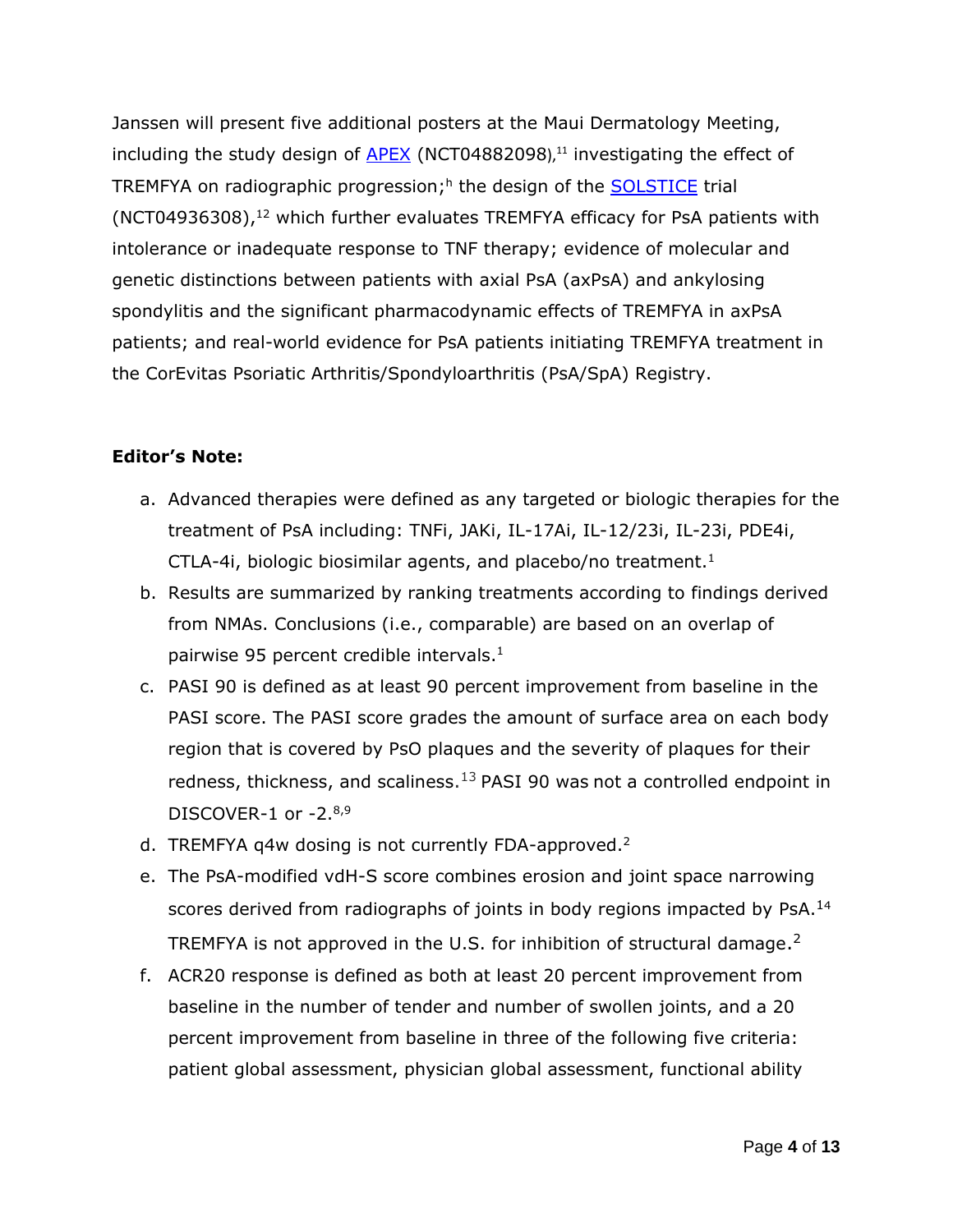Janssen will present five additional posters at the Maui Dermatology Meeting, including the study design of APEX (NCT04882098),[11] investigating the effect of TREMFYA on radiographic progression;[h] the design of the SOLSTICE trial (NCT04936308),[12] which further evaluates TREMFYA efficacy for PsA patients with intolerance or inadequate response to TNF therapy; evidence of molecular and genetic distinctions between patients with axial PsA (axPsA) and ankylosing spondylitis and the significant pharmacodynamic effects of TREMFYA in axPsA patients; and real-world evidence for PsA patients initiating TREMFYA treatment in the CorEvitas Psoriatic Arthritis/Spondyloarthritis (PsA/SpA) Registry.

**Editor's Note:**

a. Advanced therapies were defined as any targeted or biologic therapies for the treatment of PsA including: TNFi, JAKi, IL-17Ai, IL-12/23i, IL-23i, PDE4i, CTLA-4i, biologic biosimilar agents, and placebo/no treatment.[1]
b. Results are summarized by ranking treatments according to findings derived from NMAs. Conclusions (i.e., comparable) are based on an overlap of pairwise 95 percent credible intervals.[1]
c. PASI 90 is defined as at least 90 percent improvement from baseline in the PASI score. The PASI score grades the amount of surface area on each body region that is covered by PsO plaques and the severity of plaques for their redness, thickness, and scaliness.[13] PASI 90 was not a controlled endpoint in DISCOVER-1 or -2.[8,9]
d. TREMFYA q4w dosing is not currently FDA-approved.[2]
e. The PsA-modified vdH-S score combines erosion and joint space narrowing scores derived from radiographs of joints in body regions impacted by PsA.[14] TREMFYA is not approved in the U.S. for inhibition of structural damage.[2]
f. ACR20 response is defined as both at least 20 percent improvement from baseline in the number of tender and number of swollen joints, and a 20 percent improvement from baseline in three of the following five criteria: patient global assessment, physician global assessment, functional ability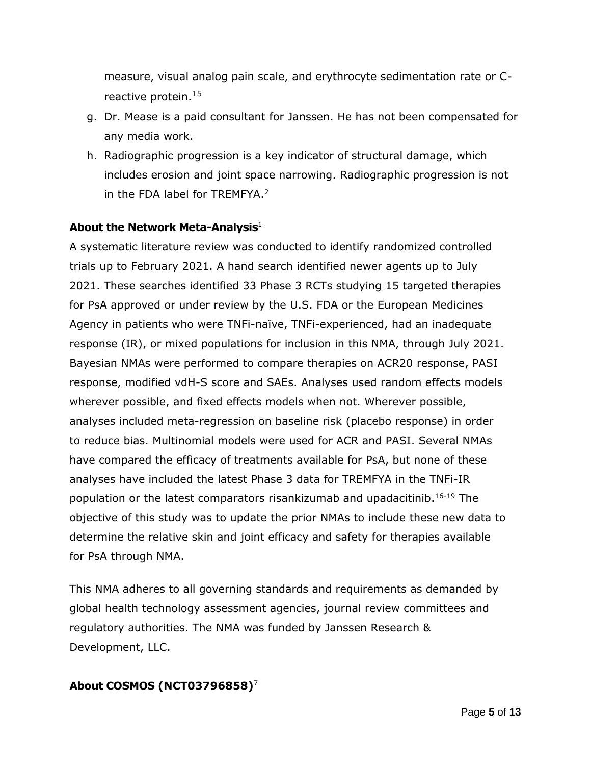measure, visual analog pain scale, and erythrocyte sedimentation rate or C-reactive protein.[15]

g. Dr. Mease is a paid consultant for Janssen. He has not been compensated for any media work.
h. Radiographic progression is a key indicator of structural damage, which includes erosion and joint space narrowing. Radiographic progression is not in the FDA label for TREMFYA.[2]

**About the Network Meta-Analysis**[1]

A systematic literature review was conducted to identify randomized controlled trials up to February 2021. A hand search identified newer agents up to July 2021. These searches identified 33 Phase 3 RCTs studying 15 targeted therapies for PsA approved or under review by the U.S. FDA or the European Medicines Agency in patients who were TNFi-naïve, TNFi-experienced, had an inadequate response (IR), or mixed populations for inclusion in this NMA, through July 2021. Bayesian NMAs were performed to compare therapies on ACR20 response, PASI response, modified vdH-S score and SAEs. Analyses used random effects models wherever possible, and fixed effects models when not. Wherever possible, analyses included meta-regression on baseline risk (placebo response) in order to reduce bias. Multinomial models were used for ACR and PASI. Several NMAs have compared the efficacy of treatments available for PsA, but none of these analyses have included the latest Phase 3 data for TREMFYA in the TNFi-IR population or the latest comparators risankizumab and upadacitinib.[16-19] The objective of this study was to update the prior NMAs to include these new data to determine the relative skin and joint efficacy and safety for therapies available for PsA through NMA.

This NMA adheres to all governing standards and requirements as demanded by global health technology assessment agencies, journal review committees and regulatory authorities. The NMA was funded by Janssen Research & Development, LLC.

**About COSMOS (NCT03796858)**[7]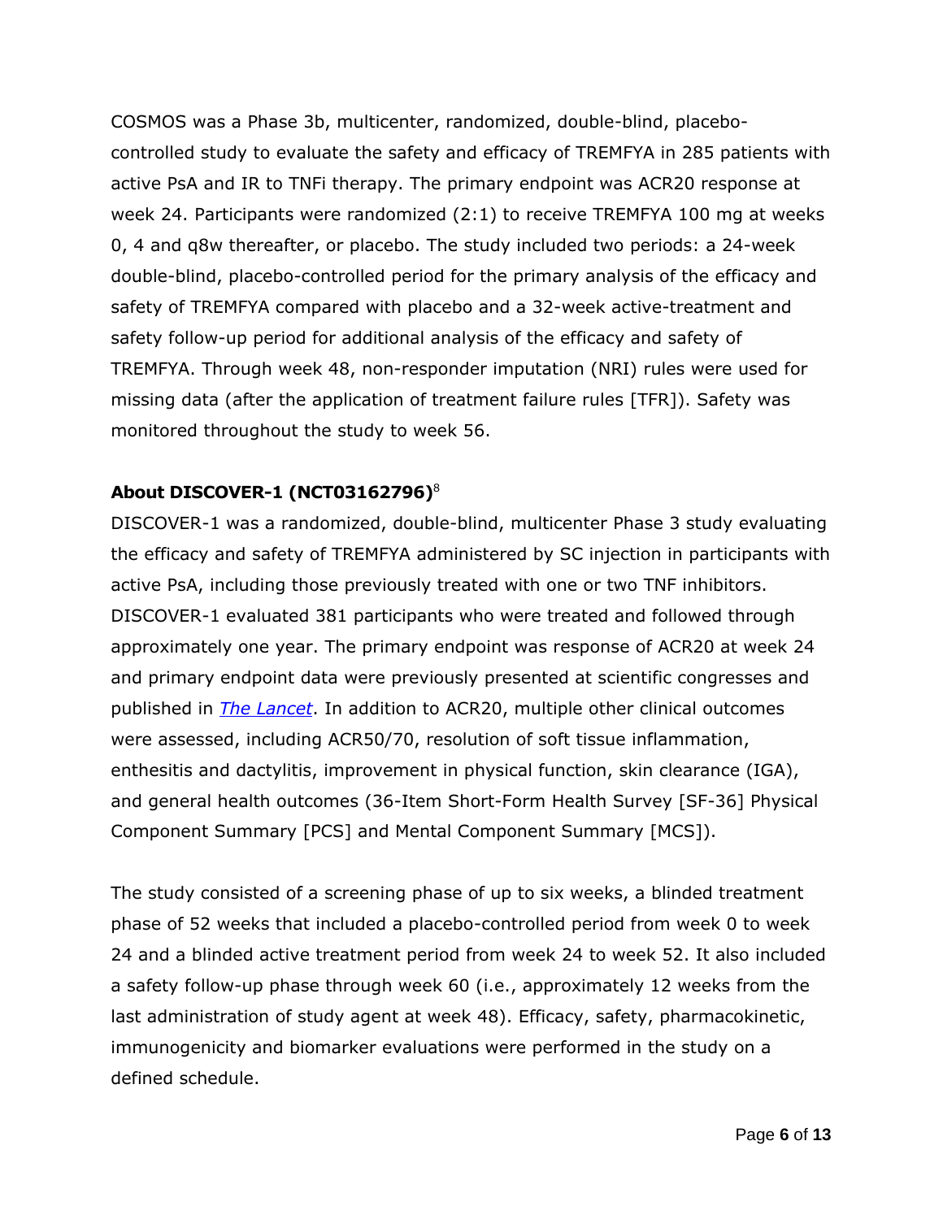COSMOS was a Phase 3b, multicenter, randomized, double-blind, placebo-controlled study to evaluate the safety and efficacy of TREMFYA in 285 patients with active PsA and IR to TNFi therapy. The primary endpoint was ACR20 response at week 24. Participants were randomized (2:1) to receive TREMFYA 100 mg at weeks 0, 4 and q8w thereafter, or placebo. The study included two periods: a 24-week double-blind, placebo-controlled period for the primary analysis of the efficacy and safety of TREMFYA compared with placebo and a 32-week active-treatment and safety follow-up period for additional analysis of the efficacy and safety of TREMFYA. Through week 48, non-responder imputation (NRI) rules were used for missing data (after the application of treatment failure rules [TFR]). Safety was monitored throughout the study to week 56.

**About DISCOVER-1 (NCT03162796)**[8]

DISCOVER-1 was a randomized, double-blind, multicenter Phase 3 study evaluating the efficacy and safety of TREMFYA administered by SC injection in participants with active PsA, including those previously treated with one or two TNF inhibitors. DISCOVER-1 evaluated 381 participants who were treated and followed through approximately one year. The primary endpoint was response of ACR20 at week 24 and primary endpoint data were previously presented at scientific congresses and published in *The Lancet*. In addition to ACR20, multiple other clinical outcomes were assessed, including ACR50/70, resolution of soft tissue inflammation, enthesitis and dactylitis, improvement in physical function, skin clearance (IGA), and general health outcomes (36-Item Short-Form Health Survey [SF-36] Physical Component Summary [PCS] and Mental Component Summary [MCS]).

The study consisted of a screening phase of up to six weeks, a blinded treatment phase of 52 weeks that included a placebo-controlled period from week 0 to week 24 and a blinded active treatment period from week 24 to week 52. It also included a safety follow-up phase through week 60 (i.e., approximately 12 weeks from the last administration of study agent at week 48). Efficacy, safety, pharmacokinetic, immunogenicity and biomarker evaluations were performed in the study on a defined schedule.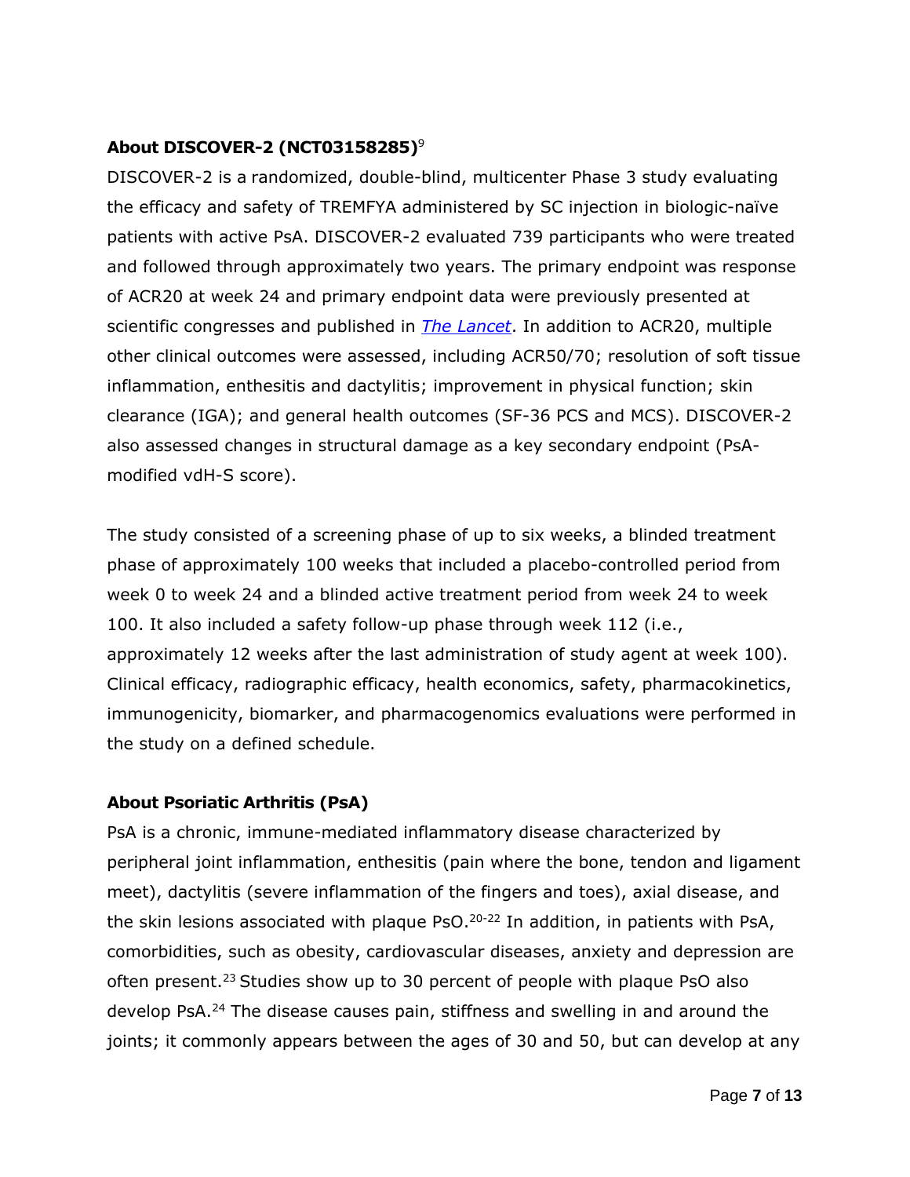**About DISCOVER-2 (NCT03158285)**[9]

DISCOVER-2 is a randomized, double-blind, multicenter Phase 3 study evaluating the efficacy and safety of TREMFYA administered by SC injection in biologic-naïve patients with active PsA. DISCOVER-2 evaluated 739 participants who were treated and followed through approximately two years. The primary endpoint was response of ACR20 at week 24 and primary endpoint data were previously presented at scientific congresses and published in *The Lancet*. In addition to ACR20, multiple other clinical outcomes were assessed, including ACR50/70; resolution of soft tissue inflammation, enthesitis and dactylitis; improvement in physical function; skin clearance (IGA); and general health outcomes (SF-36 PCS and MCS). DISCOVER-2 also assessed changes in structural damage as a key secondary endpoint (PsA-modified vdH-S score).

The study consisted of a screening phase of up to six weeks, a blinded treatment phase of approximately 100 weeks that included a placebo-controlled period from week 0 to week 24 and a blinded active treatment period from week 24 to week 100. It also included a safety follow-up phase through week 112 (i.e., approximately 12 weeks after the last administration of study agent at week 100). Clinical efficacy, radiographic efficacy, health economics, safety, pharmacokinetics, immunogenicity, biomarker, and pharmacogenomics evaluations were performed in the study on a defined schedule.

**About Psoriatic Arthritis (PsA)**

PsA is a chronic, immune-mediated inflammatory disease characterized by peripheral joint inflammation, enthesitis (pain where the bone, tendon and ligament meet), dactylitis (severe inflammation of the fingers and toes), axial disease, and the skin lesions associated with plaque PsO.[20-22] In addition, in patients with PsA, comorbidities, such as obesity, cardiovascular diseases, anxiety and depression are often present.[23] Studies show up to 30 percent of people with plaque PsO also develop PsA.[24] The disease causes pain, stiffness and swelling in and around the joints; it commonly appears between the ages of 30 and 50, but can develop at any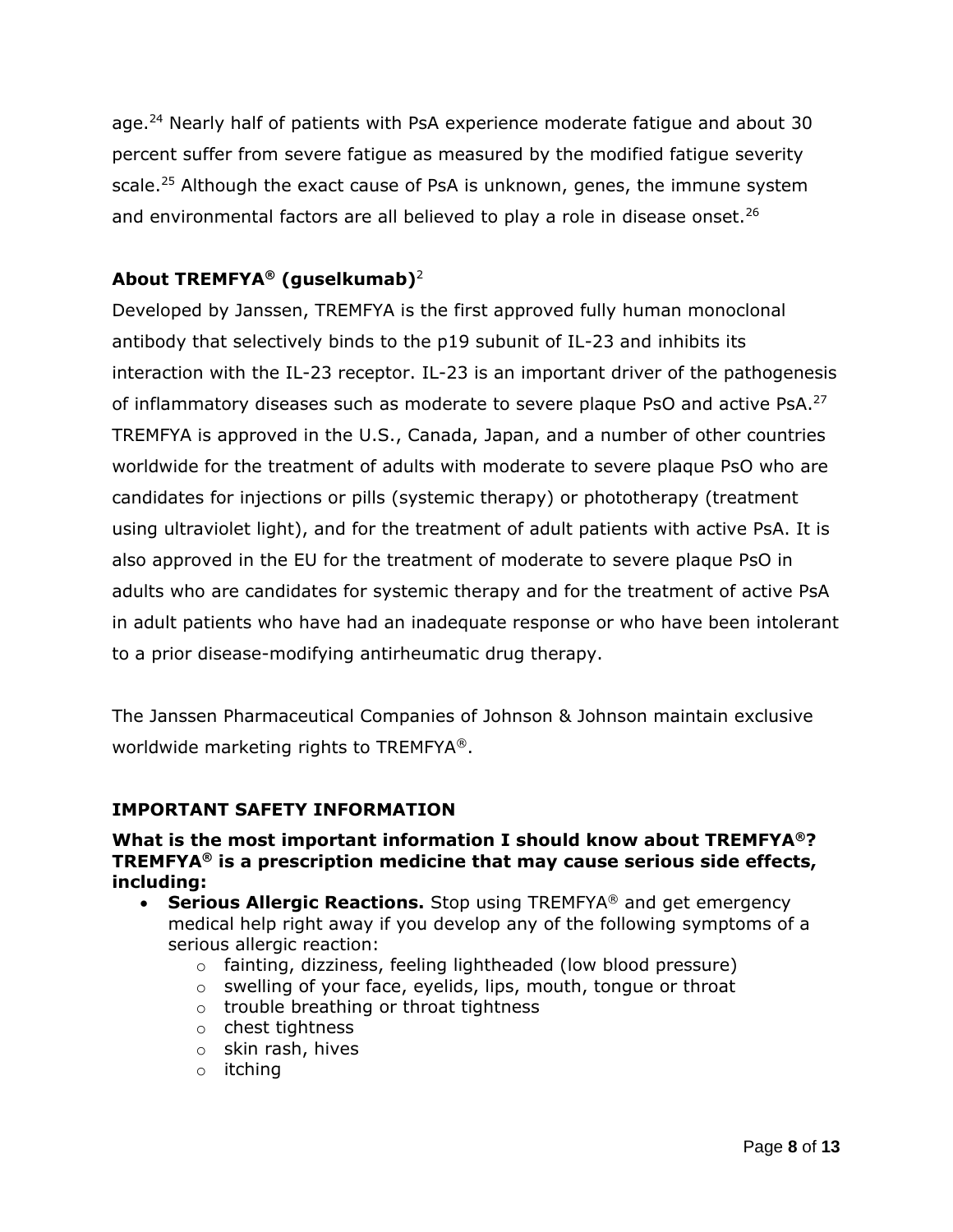age.[24] Nearly half of patients with PsA experience moderate fatigue and about 30 percent suffer from severe fatigue as measured by the modified fatigue severity scale.[25] Although the exact cause of PsA is unknown, genes, the immune system and environmental factors are all believed to play a role in disease onset.[26]

**About TREMFYA® (guselkumab)**[2]

Developed by Janssen, TREMFYA is the first approved fully human monoclonal antibody that selectively binds to the p19 subunit of IL-23 and inhibits its interaction with the IL-23 receptor. IL-23 is an important driver of the pathogenesis of inflammatory diseases such as moderate to severe plaque PsO and active PsA.[27] TREMFYA is approved in the U.S., Canada, Japan, and a number of other countries worldwide for the treatment of adults with moderate to severe plaque PsO who are candidates for injections or pills (systemic therapy) or phototherapy (treatment using ultraviolet light), and for the treatment of adult patients with active PsA. It is also approved in the EU for the treatment of moderate to severe plaque PsO in adults who are candidates for systemic therapy and for the treatment of active PsA in adult patients who have had an inadequate response or who have been intolerant to a prior disease-modifying antirheumatic drug therapy.

The Janssen Pharmaceutical Companies of Johnson & Johnson maintain exclusive worldwide marketing rights to TREMFYA®.

**IMPORTANT SAFETY INFORMATION**

**What is the most important information I should know about TREMFYA®? TREMFYA® is a prescription medicine that may cause serious side effects, including:**

- **Serious Allergic Reactions.** Stop using TREMFYA® and get emergency medical help right away if you develop any of the following symptoms of a serious allergic reaction:
  - fainting, dizziness, feeling lightheaded (low blood pressure)
  - swelling of your face, eyelids, lips, mouth, tongue or throat
  - trouble breathing or throat tightness
  - chest tightness
  - skin rash, hives
  - itching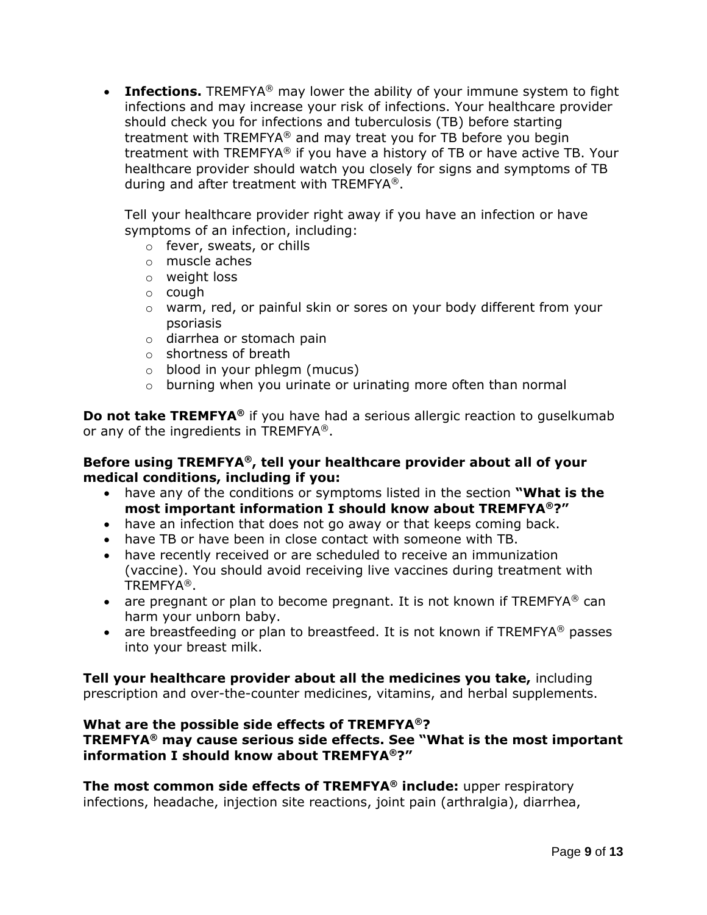- **Infections.** TREMFYA® may lower the ability of your immune system to fight infections and may increase your risk of infections. Your healthcare provider should check you for infections and tuberculosis (TB) before starting treatment with TREMFYA® and may treat you for TB before you begin treatment with TREMFYA® if you have a history of TB or have active TB. Your healthcare provider should watch you closely for signs and symptoms of TB during and after treatment with TREMFYA®.

  Tell your healthcare provider right away if you have an infection or have symptoms of an infection, including:
    - fever, sweats, or chills
    - muscle aches
    - weight loss
    - cough
    - warm, red, or painful skin or sores on your body different from your psoriasis
    - diarrhea or stomach pain
    - shortness of breath
    - blood in your phlegm (mucus)
    - burning when you urinate or urinating more often than normal

**Do not take TREMFYA®** if you have had a serious allergic reaction to guselkumab or any of the ingredients in TREMFYA®.

**Before using TREMFYA®, tell your healthcare provider about all of your medical conditions, including if you:**

- have any of the conditions or symptoms listed in the section **"What is the most important information I should know about TREMFYA®?"**
- have an infection that does not go away or that keeps coming back.
- have TB or have been in close contact with someone with TB.
- have recently received or are scheduled to receive an immunization (vaccine). You should avoid receiving live vaccines during treatment with TREMFYA®.
- are pregnant or plan to become pregnant. It is not known if TREMFYA® can harm your unborn baby.
- are breastfeeding or plan to breastfeed. It is not known if TREMFYA® passes into your breast milk.

**Tell your healthcare provider about all the medicines you take,** including prescription and over-the-counter medicines, vitamins, and herbal supplements.

**What are the possible side effects of TREMFYA®?**
**TREMFYA® may cause serious side effects. See "What is the most important information I should know about TREMFYA®?"**

**The most common side effects of TREMFYA® include:** upper respiratory infections, headache, injection site reactions, joint pain (arthralgia), diarrhea,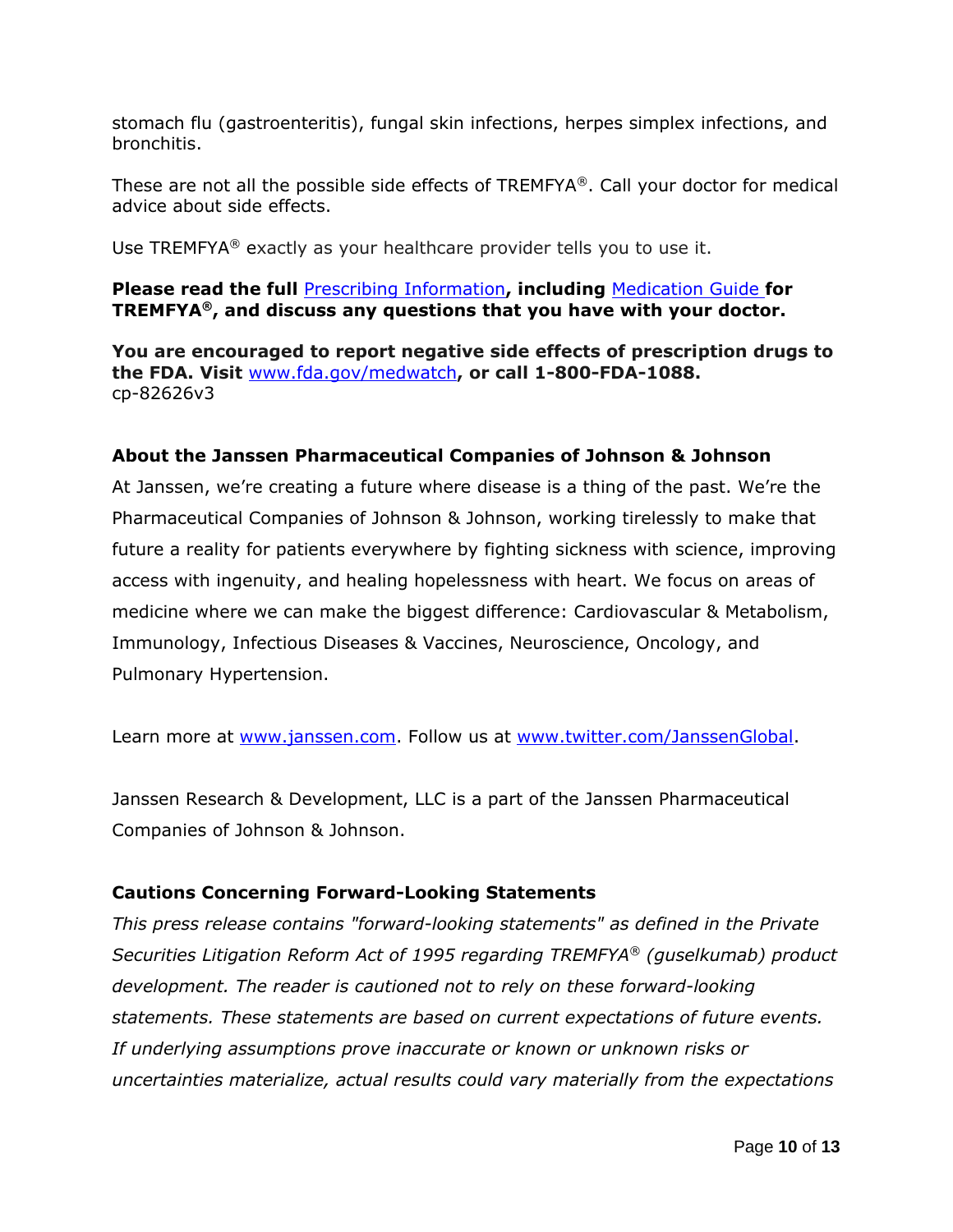stomach flu (gastroenteritis), fungal skin infections, herpes simplex infections, and bronchitis.

These are not all the possible side effects of TREMFYA®. Call your doctor for medical advice about side effects.

Use TREMFYA® exactly as your healthcare provider tells you to use it.

**Please read the full** Prescribing Information**, including** Medication Guide **for TREMFYA®, and discuss any questions that you have with your doctor.**

**You are encouraged to report negative side effects of prescription drugs to the FDA. Visit** www.fda.gov/medwatch**, or call 1-800-FDA-1088.**
cp-82626v3

**About the Janssen Pharmaceutical Companies of Johnson & Johnson**

At Janssen, we're creating a future where disease is a thing of the past. We're the Pharmaceutical Companies of Johnson & Johnson, working tirelessly to make that future a reality for patients everywhere by fighting sickness with science, improving access with ingenuity, and healing hopelessness with heart. We focus on areas of medicine where we can make the biggest difference: Cardiovascular & Metabolism, Immunology, Infectious Diseases & Vaccines, Neuroscience, Oncology, and Pulmonary Hypertension.

Learn more at www.janssen.com. Follow us at www.twitter.com/JanssenGlobal.

Janssen Research & Development, LLC is a part of the Janssen Pharmaceutical Companies of Johnson & Johnson.

**Cautions Concerning Forward-Looking Statements**

*This press release contains "forward-looking statements" as defined in the Private Securities Litigation Reform Act of 1995 regarding TREMFYA® (guselkumab) product development. The reader is cautioned not to rely on these forward-looking statements. These statements are based on current expectations of future events. If underlying assumptions prove inaccurate or known or unknown risks or uncertainties materialize, actual results could vary materially from the expectations*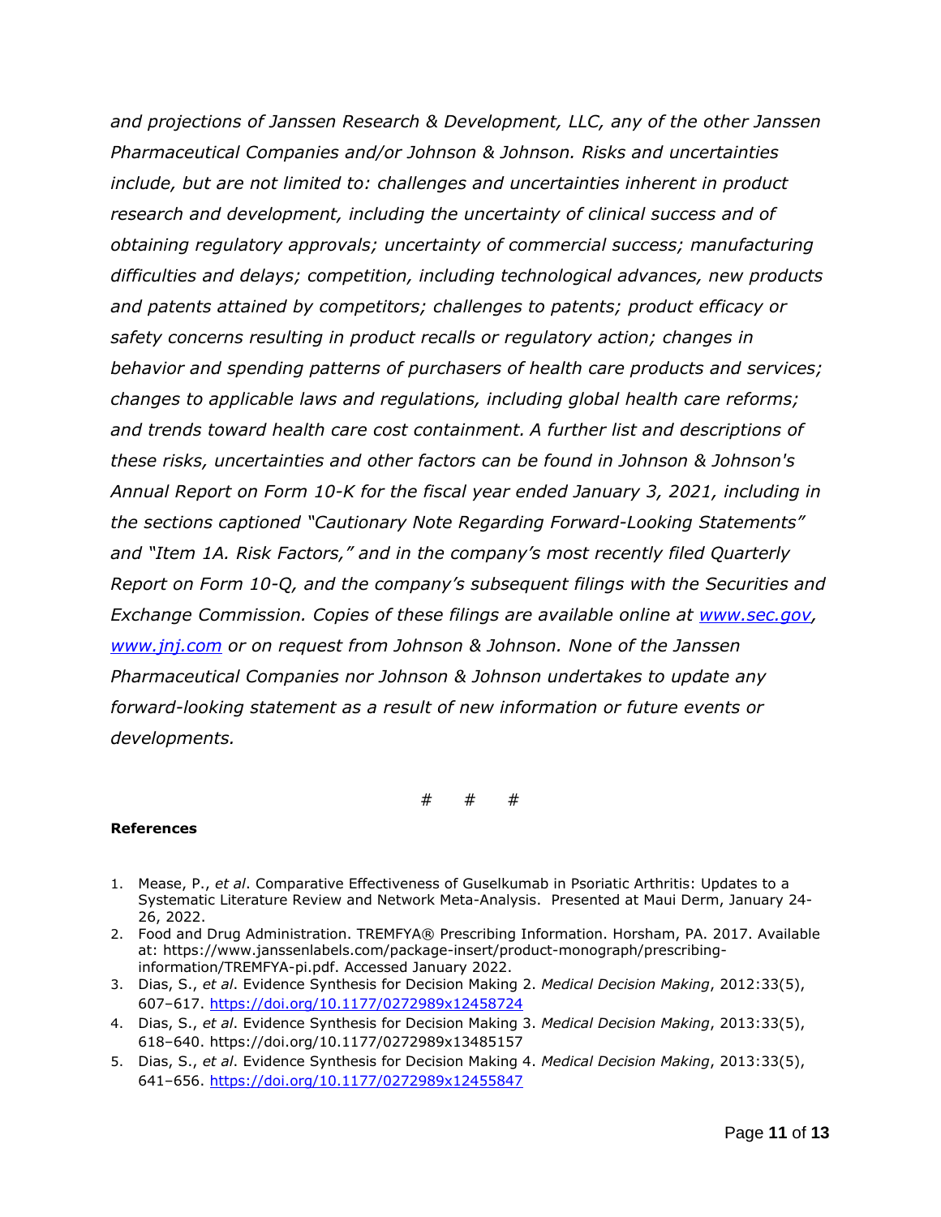*and projections of Janssen Research & Development, LLC, any of the other Janssen Pharmaceutical Companies and/or Johnson & Johnson. Risks and uncertainties include, but are not limited to: challenges and uncertainties inherent in product research and development, including the uncertainty of clinical success and of obtaining regulatory approvals; uncertainty of commercial success; manufacturing difficulties and delays; competition, including technological advances, new products and patents attained by competitors; challenges to patents; product efficacy or safety concerns resulting in product recalls or regulatory action; changes in behavior and spending patterns of purchasers of health care products and services; changes to applicable laws and regulations, including global health care reforms; and trends toward health care cost containment. A further list and descriptions of these risks, uncertainties and other factors can be found in Johnson & Johnson's Annual Report on Form 10-K for the fiscal year ended January 3, 2021, including in the sections captioned "Cautionary Note Regarding Forward-Looking Statements" and "Item 1A. Risk Factors," and in the company's most recently filed Quarterly Report on Form 10-Q, and the company's subsequent filings with the Securities and Exchange Commission. Copies of these filings are available online at [www.sec.gov](http://www.sec.gov), [www.jnj.com](http://www.jnj.com) or on request from Johnson & Johnson. None of the Janssen Pharmaceutical Companies nor Johnson & Johnson undertakes to update any forward-looking statement as a result of new information or future events or developments.*

# # #

**References**

1. Mease, P., *et al*. Comparative Effectiveness of Guselkumab in Psoriatic Arthritis: Updates to a Systematic Literature Review and Network Meta-Analysis. Presented at Maui Derm, January 24-26, 2022.
2. Food and Drug Administration. TREMFYA® Prescribing Information. Horsham, PA. 2017. Available at: https://www.janssenlabels.com/package-insert/product-monograph/prescribing-information/TREMFYA-pi.pdf. Accessed January 2022.
3. Dias, S., *et al*. Evidence Synthesis for Decision Making 2. *Medical Decision Making*, 2012:33(5), 607–617. [https://doi.org/10.1177/0272989x12458724](https://doi.org/10.1177/0272989x12458724)
4. Dias, S., *et al*. Evidence Synthesis for Decision Making 3. *Medical Decision Making*, 2013:33(5), 618–640. https://doi.org/10.1177/0272989x13485157
5. Dias, S., *et al*. Evidence Synthesis for Decision Making 4. *Medical Decision Making*, 2013:33(5), 641–656. [https://doi.org/10.1177/0272989x12455847](https://doi.org/10.1177/0272989x12455847)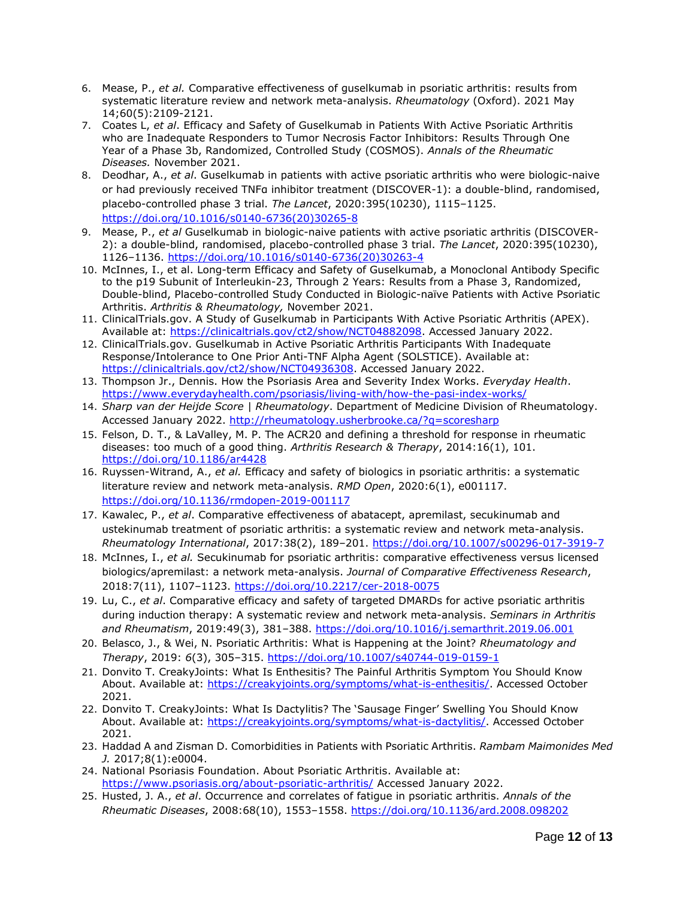6. Mease, P., *et al.* Comparative effectiveness of guselkumab in psoriatic arthritis: results from systematic literature review and network meta-analysis. *Rheumatology* (Oxford). 2021 May 14;60(5):2109-2121.
7. Coates L, *et al*. Efficacy and Safety of Guselkumab in Patients With Active Psoriatic Arthritis who are Inadequate Responders to Tumor Necrosis Factor Inhibitors: Results Through One Year of a Phase 3b, Randomized, Controlled Study (COSMOS). *Annals of the Rheumatic Diseases.* November 2021.
8. Deodhar, A., *et al*. Guselkumab in patients with active psoriatic arthritis who were biologic-naive or had previously received TNFα inhibitor treatment (DISCOVER-1): a double-blind, randomised, placebo-controlled phase 3 trial. *The Lancet*, 2020:395(10230), 1115–1125. https://doi.org/10.1016/s0140-6736(20)30265-8
9. Mease, P., *et al* Guselkumab in biologic-naive patients with active psoriatic arthritis (DISCOVER-2): a double-blind, randomised, placebo-controlled phase 3 trial. *The Lancet*, 2020:395(10230), 1126–1136. https://doi.org/10.1016/s0140-6736(20)30263-4
10. McInnes, I., et al. Long-term Efficacy and Safety of Guselkumab, a Monoclonal Antibody Specific to the p19 Subunit of Interleukin-23, Through 2 Years: Results from a Phase 3, Randomized, Double-blind, Placebo-controlled Study Conducted in Biologic-naïve Patients with Active Psoriatic Arthritis. *Arthritis & Rheumatology,* November 2021.
11. ClinicalTrials.gov. A Study of Guselkumab in Participants With Active Psoriatic Arthritis (APEX). Available at: https://clinicaltrials.gov/ct2/show/NCT04882098. Accessed January 2022.
12. ClinicalTrials.gov. Guselkumab in Active Psoriatic Arthritis Participants With Inadequate Response/Intolerance to One Prior Anti-TNF Alpha Agent (SOLSTICE). Available at: https://clinicaltrials.gov/ct2/show/NCT04936308. Accessed January 2022.
13. Thompson Jr., Dennis. How the Psoriasis Area and Severity Index Works. *Everyday Health*. https://www.everydayhealth.com/psoriasis/living-with/how-the-pasi-index-works/
14. *Sharp van der Heijde Score | Rheumatology*. Department of Medicine Division of Rheumatology. Accessed January 2022. http://rheumatology.usherbrooke.ca/?q=scoresharp
15. Felson, D. T., & LaValley, M. P. The ACR20 and defining a threshold for response in rheumatic diseases: too much of a good thing. *Arthritis Research & Therapy*, 2014:16(1), 101. https://doi.org/10.1186/ar4428
16. Ruyssen-Witrand, A., *et al.* Efficacy and safety of biologics in psoriatic arthritis: a systematic literature review and network meta-analysis. *RMD Open*, 2020:6(1), e001117. https://doi.org/10.1136/rmdopen-2019-001117
17. Kawalec, P., *et al*. Comparative effectiveness of abatacept, apremilast, secukinumab and ustekinumab treatment of psoriatic arthritis: a systematic review and network meta-analysis. *Rheumatology International*, 2017:38(2), 189–201. https://doi.org/10.1007/s00296-017-3919-7
18. McInnes, I., *et al.* Secukinumab for psoriatic arthritis: comparative effectiveness versus licensed biologics/apremilast: a network meta-analysis. *Journal of Comparative Effectiveness Research*, 2018:7(11), 1107–1123. https://doi.org/10.2217/cer-2018-0075
19. Lu, C., *et al*. Comparative efficacy and safety of targeted DMARDs for active psoriatic arthritis during induction therapy: A systematic review and network meta-analysis. *Seminars in Arthritis and Rheumatism*, 2019:49(3), 381–388. https://doi.org/10.1016/j.semarthrit.2019.06.001
20. Belasco, J., & Wei, N. Psoriatic Arthritis: What is Happening at the Joint? *Rheumatology and Therapy*, 2019: *6*(3), 305–315. https://doi.org/10.1007/s40744-019-0159-1
21. Donvito T. CreakyJoints: What Is Enthesitis? The Painful Arthritis Symptom You Should Know About. Available at: https://creakyjoints.org/symptoms/what-is-enthesitis/. Accessed October 2021.
22. Donvito T. CreakyJoints: What Is Dactylitis? The 'Sausage Finger' Swelling You Should Know About. Available at: https://creakyjoints.org/symptoms/what-is-dactylitis/. Accessed October 2021.
23. Haddad A and Zisman D. Comorbidities in Patients with Psoriatic Arthritis. *Rambam Maimonides Med J.* 2017;8(1):e0004.
24. National Psoriasis Foundation. About Psoriatic Arthritis. Available at: https://www.psoriasis.org/about-psoriatic-arthritis/ Accessed January 2022.
25. Husted, J. A., *et al*. Occurrence and correlates of fatigue in psoriatic arthritis. *Annals of the Rheumatic Diseases*, 2008:68(10), 1553–1558. https://doi.org/10.1136/ard.2008.098202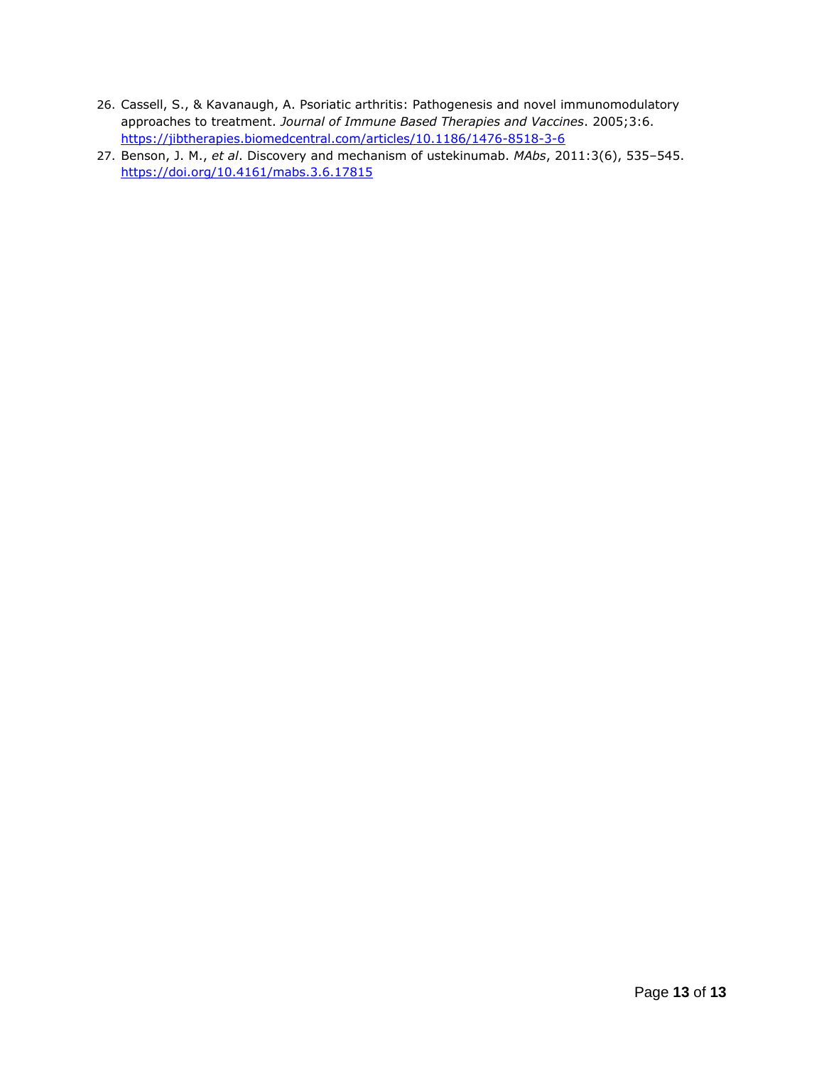26. Cassell, S., & Kavanaugh, A. Psoriatic arthritis: Pathogenesis and novel immunomodulatory approaches to treatment. *Journal of Immune Based Therapies and Vaccines*. 2005;3:6. https://jibtherapies.biomedcentral.com/articles/10.1186/1476-8518-3-6
27. Benson, J. M., *et al*. Discovery and mechanism of ustekinumab. *MAbs*, 2011:3(6), 535–545. https://doi.org/10.4161/mabs.3.6.17815